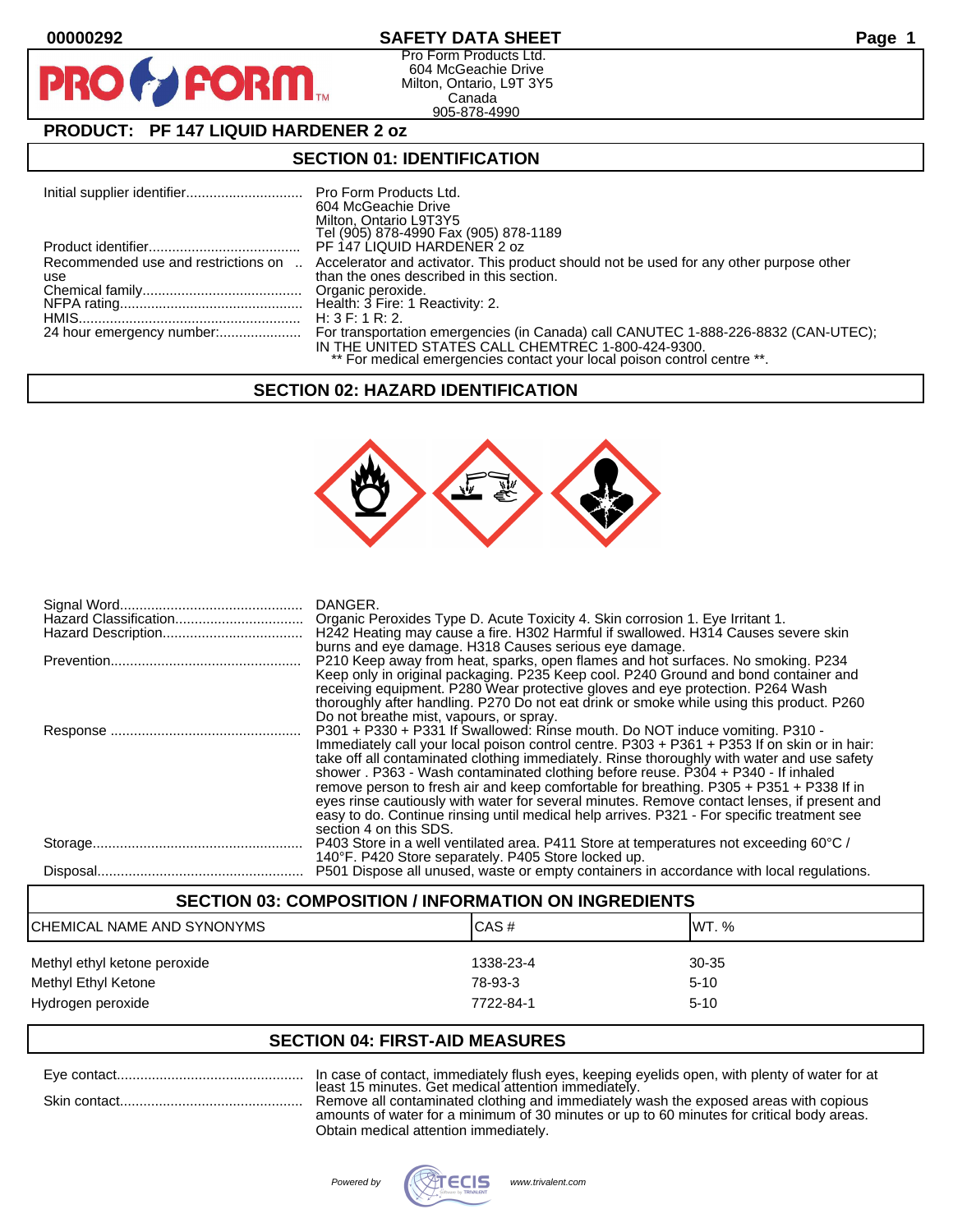00000292

# SAFETY DATA SHEET

Pro Form Products Ltd.
604 McGeachie Drive
Milton, Ontario, L9T 3Y5
Canada
905-878-4990

## PRODUCT: PF 147 LIQUID HARDENER 2 oz

## SECTION 01: IDENTIFICATION

| | |
|---|---|
| Initial supplier identifier | Pro Form Products Ltd.<br>604 McGeachie Drive<br>Milton, Ontario L9T3Y5<br>Tel (905) 878-4990 Fax (905) 878-1189 |
| Product identifier | PF 147 LIQUID HARDENER 2 oz |
| Recommended use and restrictions on use | Accelerator and activator. This product should not be used for any other purpose other than the ones described in this section. |
| Chemical family | Organic peroxide. |
| NFPA rating | Health: 3 Fire: 1 Reactivity: 2. |
| HMIS | H: 3 F: 1 R: 2. |
| 24 hour emergency number: | For transportation emergencies (in Canada) call CANUTEC 1-888-226-8832 (CAN-UTEC); IN THE UNITED STATES CALL CHEMTREC 1-800-424-9300.<br>** For medical emergencies contact your local poison control centre **. |

## SECTION 02: HAZARD IDENTIFICATION

| | |
|---|---|
| Signal Word | DANGER. |
| Hazard Classification | Organic Peroxides Type D. Acute Toxicity 4. Skin corrosion 1. Eye Irritant 1. |
| Hazard Description | H242 Heating may cause a fire. H302 Harmful if swallowed. H314 Causes severe skin burns and eye damage. H318 Causes serious eye damage. |
| Prevention | P210 Keep away from heat, sparks, open flames and hot surfaces. No smoking. P234 Keep only in original packaging. P235 Keep cool. P240 Ground and bond container and receiving equipment. P280 Wear protective gloves and eye protection. P264 Wash thoroughly after handling. P270 Do not eat drink or smoke while using this product. P260 Do not breathe mist, vapours, or spray. |
| Response | P301 + P330 + P331 If Swallowed: Rinse mouth. Do NOT induce vomiting. P310 - Immediately call your local poison control centre. P303 + P361 + P353 If on skin or in hair: take off all contaminated clothing immediately. Rinse thoroughly with water and use safety shower . P363 - Wash contaminated clothing before reuse. P304 + P340 - If inhaled remove person to fresh air and keep comfortable for breathing. P305 + P351 + P338 If in eyes rinse cautiously with water for several minutes. Remove contact lenses, if present and easy to do. Continue rinsing until medical help arrives. P321 - For specific treatment see section 4 on this SDS. |
| Storage | P403 Store in a well ventilated area. P411 Store at temperatures not exceeding 60°C / 140°F. P420 Store separately. P405 Store locked up. |
| Disposal | P501 Dispose all unused, waste or empty containers in accordance with local regulations. |

## SECTION 03: COMPOSITION / INFORMATION ON INGREDIENTS

| CHEMICAL NAME AND SYNONYMS | CAS # | WT. % |
|---|---|---|
| Methyl ethyl ketone peroxide | 1338-23-4 | 30-35 |
| Methyl Ethyl Ketone | 78-93-3 | 5-10 |
| Hydrogen peroxide | 7722-84-1 | 5-10 |

## SECTION 04: FIRST-AID MEASURES

| | |
|---|---|
| Eye contact | In case of contact, immediately flush eyes, keeping eyelids open, with plenty of water for at least 15 minutes. Get medical attention immediately. |
| Skin contact | Remove all contaminated clothing and immediately wash the exposed areas with copious amounts of water for a minimum of 30 minutes or up to 60 minutes for critical body areas. Obtain medical attention immediately. |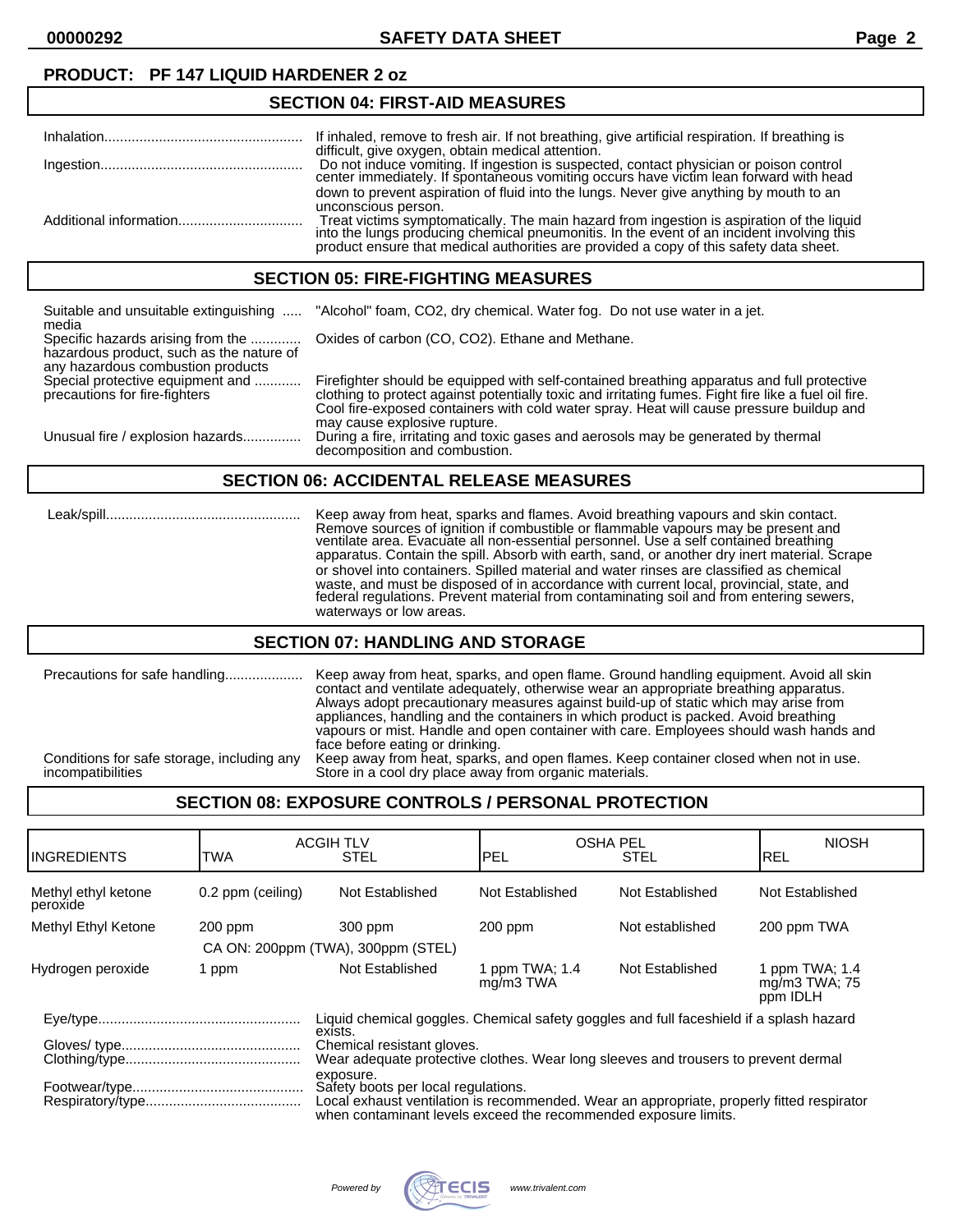**PRODUCT: PF 147 LIQUID HARDENER 2 oz**

## SECTION 04: FIRST-AID MEASURES

Inhalation.................................................. If inhaled, remove to fresh air. If not breathing, give artificial respiration. If breathing is difficult, give oxygen, obtain medical attention.

Ingestion.................................................. Do not induce vomiting. If ingestion is suspected, contact physician or poison control center immediately. If spontaneous vomiting occurs have victim lean forward with head down to prevent aspiration of fluid into the lungs. Never give anything by mouth to an unconscious person.

Additional information................................ Treat victims symptomatically. The main hazard from ingestion is aspiration of the liquid into the lungs producing chemical pneumonitis. In the event of an incident involving this product ensure that medical authorities are provided a copy of this safety data sheet.

## SECTION 05: FIRE-FIGHTING MEASURES

Suitable and unsuitable extinguishing media ..... "Alcohol" foam, CO2, dry chemical. Water fog. Do not use water in a jet.

Specific hazards arising from the hazardous product, such as the nature of any hazardous combustion products ............ Oxides of carbon (CO, CO2). Ethane and Methane.

Special protective equipment and precautions for fire-fighters ........... Firefighter should be equipped with self-contained breathing apparatus and full protective clothing to protect against potentially toxic and irritating fumes. Fight fire like a fuel oil fire. Cool fire-exposed containers with cold water spray. Heat will cause pressure buildup and may cause explosive rupture.

Unusual fire / explosion hazards............... During a fire, irritating and toxic gases and aerosols may be generated by thermal decomposition and combustion.

## SECTION 06: ACCIDENTAL RELEASE MEASURES

Leak/spill.................................................. Keep away from heat, sparks and flames. Avoid breathing vapours and skin contact. Remove sources of ignition if combustible or flammable vapours may be present and ventilate area. Evacuate all non-essential personnel. Use a self contained breathing apparatus. Contain the spill. Absorb with earth, sand, or another dry inert material. Scrape or shovel into containers. Spilled material and water rinses are classified as chemical waste, and must be disposed of in accordance with current local, provincial, state, and federal regulations. Prevent material from contaminating soil and from entering sewers, waterways or low areas.

## SECTION 07: HANDLING AND STORAGE

Precautions for safe handling.................... Keep away from heat, sparks, and open flame. Ground handling equipment. Avoid all skin contact and ventilate adequately, otherwise wear an appropriate breathing apparatus. Always adopt precautionary measures against build-up of static which may arise from appliances, handling and the containers in which product is packed. Avoid breathing vapours or mist. Handle and open container with care. Employees should wash hands and face before eating or drinking.

Conditions for safe storage, including any incompatibilities: Keep away from heat, sparks, and open flames. Keep container closed when not in use. Store in a cool dry place away from organic materials.

## SECTION 08: EXPOSURE CONTROLS / PERSONAL PROTECTION

| INGREDIENTS | ACGIH TLV TWA | ACGIH TLV STEL | OSHA PEL PEL | OSHA PEL STEL | NIOSH REL |
|---|---|---|---|---|---|
| Methyl ethyl ketone peroxide | 0.2 ppm (ceiling) | Not Established | Not Established | Not Established | Not Established |
| Methyl Ethyl Ketone | 200 ppm<br>CA ON: 200ppm (TWA), 300ppm (STEL) | 300 ppm | 200 ppm | Not established | 200 ppm TWA |
| Hydrogen peroxide | 1 ppm | Not Established | 1 ppm TWA; 1.4 mg/m3 TWA | Not Established | 1 ppm TWA; 1.4 mg/m3 TWA; 75 ppm IDLH |

Eye/type.................................................... Liquid chemical goggles. Chemical safety goggles and full faceshield if a splash hazard exists.

Gloves/ type.............................................. Chemical resistant gloves.

Clothing/type............................................. Wear adequate protective clothes. Wear long sleeves and trousers to prevent dermal exposure.

Footwear/type............................................ Safety boots per local regulations.

Respiratory/type........................................ Local exhaust ventilation is recommended. Wear an appropriate, properly fitted respirator when contaminant levels exceed the recommended exposure limits.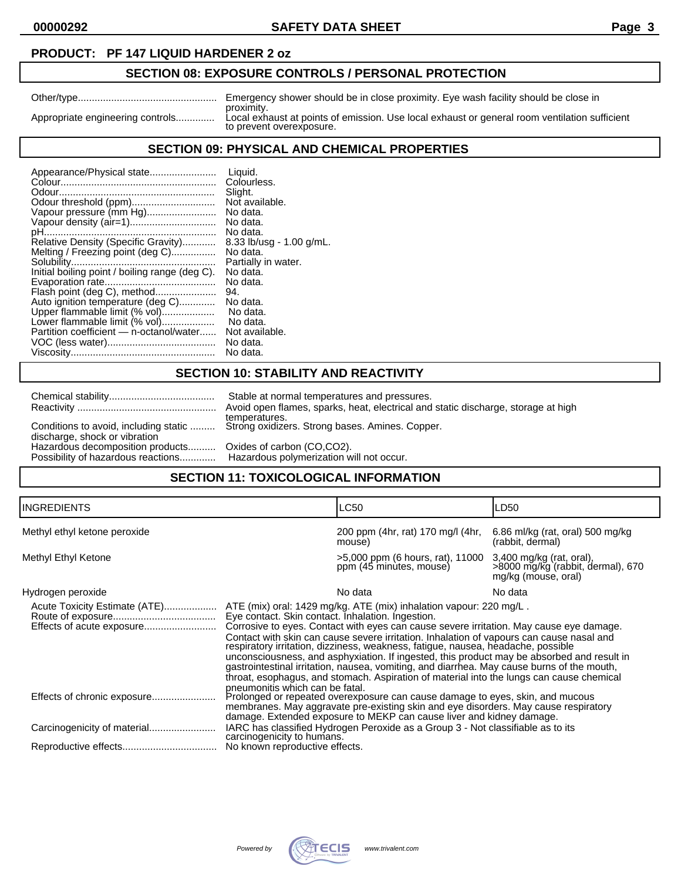**PRODUCT: PF 147 LIQUID HARDENER 2 oz**

## SECTION 08: EXPOSURE CONTROLS / PERSONAL PROTECTION

Other/type.................................................. Emergency shower should be in close proximity. Eye wash facility should be close in proximity.

Appropriate engineering controls.............. Local exhaust at points of emission. Use local exhaust or general room ventilation sufficient to prevent overexposure.

## SECTION 09: PHYSICAL AND CHEMICAL PROPERTIES

Appearance/Physical state........................ Liquid.
Colour........................................................ Colourless.
Odour......................................................... Slight.
Odour threshold (ppm).............................. Not available.
Vapour pressure (mm Hg)......................... No data.
Vapour density (air=1)............................... No data.
pH.............................................................. No data.
Relative Density (Specific Gravity)............ 8.33 lb/usg - 1.00 g/mL.
Melting / Freezing point (deg C)................ No data.
Solubility.................................................... Partially in water.
Initial boiling point / boiling range (deg C). No data.
Evaporation rate........................................ No data.
Flash point (deg C), method...................... 94.
Auto ignition temperature (deg C)............. No data.
Upper flammable limit (% vol)................... No data.
Lower flammable limit (% vol)................... No data.
Partition coefficient — n-octanol/water...... Not available.
VOC (less water)....................................... No data.
Viscosity.................................................... No data.

## SECTION 10: STABILITY AND REACTIVITY

Chemical stability...................................... Stable at normal temperatures and pressures.
Reactivity .................................................. Avoid open flames, sparks, heat, electrical and static discharge, storage at high temperatures.
Conditions to avoid, including static discharge, shock or vibration ......... Strong oxidizers. Strong bases. Amines. Copper.
Hazardous decomposition products.......... Oxides of carbon (CO,CO2).
Possibility of hazardous reactions............. Hazardous polymerization will not occur.

## SECTION 11: TOXICOLOGICAL INFORMATION

| INGREDIENTS | LC50 | LD50 |
|---|---|---|
| Methyl ethyl ketone peroxide | 200 ppm (4hr, rat) 170 mg/l (4hr, mouse) | 6.86 ml/kg (rat, oral) 500 mg/kg (rabbit, dermal) |
| Methyl Ethyl Ketone | >5,000 ppm (6 hours, rat), 11000 ppm (45 minutes, mouse) | 3,400 mg/kg (rat, oral), >8000 mg/kg (rabbit, dermal), 670 mg/kg (mouse, oral) |
| Hydrogen peroxide | No data | No data |

Acute Toxicity Estimate (ATE).................. ATE (mix) oral: 1429 mg/kg. ATE (mix) inhalation vapour: 220 mg/L .

Route of exposure..................................... Eye contact. Skin contact. Inhalation. Ingestion.

Effects of acute exposure.......................... Corrosive to eyes. Contact with eyes can cause severe irritation. May cause eye damage. Contact with skin can cause severe irritation. Inhalation of vapours can cause nasal and respiratory irritation, dizziness, weakness, fatigue, nausea, headache, possible unconsciousness, and asphyxiation. If ingested, this product may be absorbed and result in gastrointestinal irritation, nausea, vomiting, and diarrhea. May cause burns of the mouth, throat, esophagus, and stomach. Aspiration of material into the lungs can cause chemical pneumonitis which can be fatal.

Effects of chronic exposure....................... Prolonged or repeated overexposure can cause damage to eyes, skin, and mucous membranes. May aggravate pre-existing skin and eye disorders. May cause respiratory damage. Extended exposure to MEKP can cause liver and kidney damage.

Carcinogenicity of material........................ IARC has classified Hydrogen Peroxide as a Group 3 - Not classifiable as to its carcinogenicity to humans.

Reproductive effects.................................. No known reproductive effects.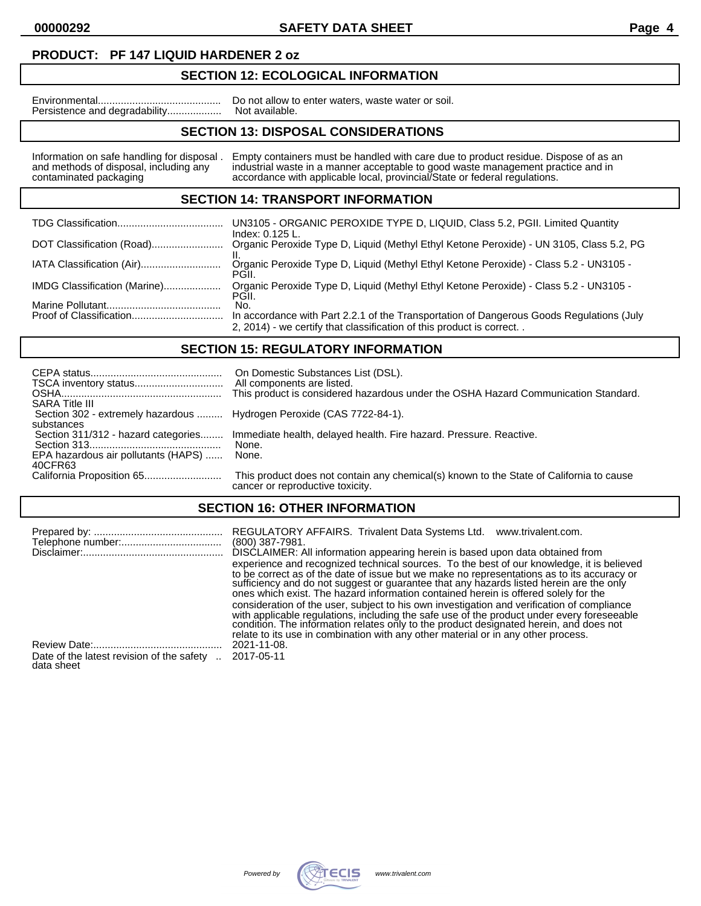**PRODUCT: PF 147 LIQUID HARDENER 2 oz**

## SECTION 12: ECOLOGICAL INFORMATION

| | |
|---|---|
| Environmental | Do not allow to enter waters, waste water or soil. |
| Persistence and degradability | Not available. |

## SECTION 13: DISPOSAL CONSIDERATIONS

| | |
|---|---|
| Information on safe handling for disposal and methods of disposal, including any contaminated packaging | Empty containers must be handled with care due to product residue. Dispose of as an industrial waste in a manner acceptable to good waste management practice and in accordance with applicable local, provincial/State or federal regulations. |

## SECTION 14: TRANSPORT INFORMATION

| | |
|---|---|
| TDG Classification | UN3105 - ORGANIC PEROXIDE TYPE D, LIQUID, Class 5.2, PGII. Limited Quantity Index: 0.125 L. |
| DOT Classification (Road) | Organic Peroxide Type D, Liquid (Methyl Ethyl Ketone Peroxide) - UN 3105, Class 5.2, PG II. |
| IATA Classification (Air) | Organic Peroxide Type D, Liquid (Methyl Ethyl Ketone Peroxide) - Class 5.2 - UN3105 - PGII. |
| IMDG Classification (Marine) | Organic Peroxide Type D, Liquid (Methyl Ethyl Ketone Peroxide) - Class 5.2 - UN3105 - PGII. |
| Marine Pollutant | No. |
| Proof of Classification | In accordance with Part 2.2.1 of the Transportation of Dangerous Goods Regulations (July 2, 2014) - we certify that classification of this product is correct. . |

## SECTION 15: REGULATORY INFORMATION

| | |
|---|---|
| CEPA status | On Domestic Substances List (DSL). |
| TSCA inventory status | All components are listed. |
| OSHA | This product is considered hazardous under the OSHA Hazard Communication Standard. |
| SARA Title III | |
| Section 302 - extremely hazardous substances | Hydrogen Peroxide (CAS 7722-84-1). |
| Section 311/312 - hazard categories | Immediate health, delayed health. Fire hazard. Pressure. Reactive. |
| Section 313 | None. |
| EPA hazardous air pollutants (HAPS) 40CFR63 | None. |
| California Proposition 65 | This product does not contain any chemical(s) known to the State of California to cause cancer or reproductive toxicity. |

## SECTION 16: OTHER INFORMATION

| | |
|---|---|
| Prepared by: | REGULATORY AFFAIRS. Trivalent Data Systems Ltd. www.trivalent.com. |
| Telephone number: | (800) 387-7981. |
| Disclaimer: | DISCLAIMER: All information appearing herein is based upon data obtained from experience and recognized technical sources. To the best of our knowledge, it is believed to be correct as of the date of issue but we make no representations as to its accuracy or sufficiency and do not suggest or guarantee that any hazards listed herein are the only ones which exist. The hazard information contained herein is offered solely for the consideration of the user, subject to his own investigation and verification of compliance with applicable regulations, including the safe use of the product under every foreseeable condition. The information relates only to the product designated herein, and does not relate to its use in combination with any other material or in any other process. |
| Review Date: | 2021-11-08. |
| Date of the latest revision of the safety data sheet | 2017-05-11 |